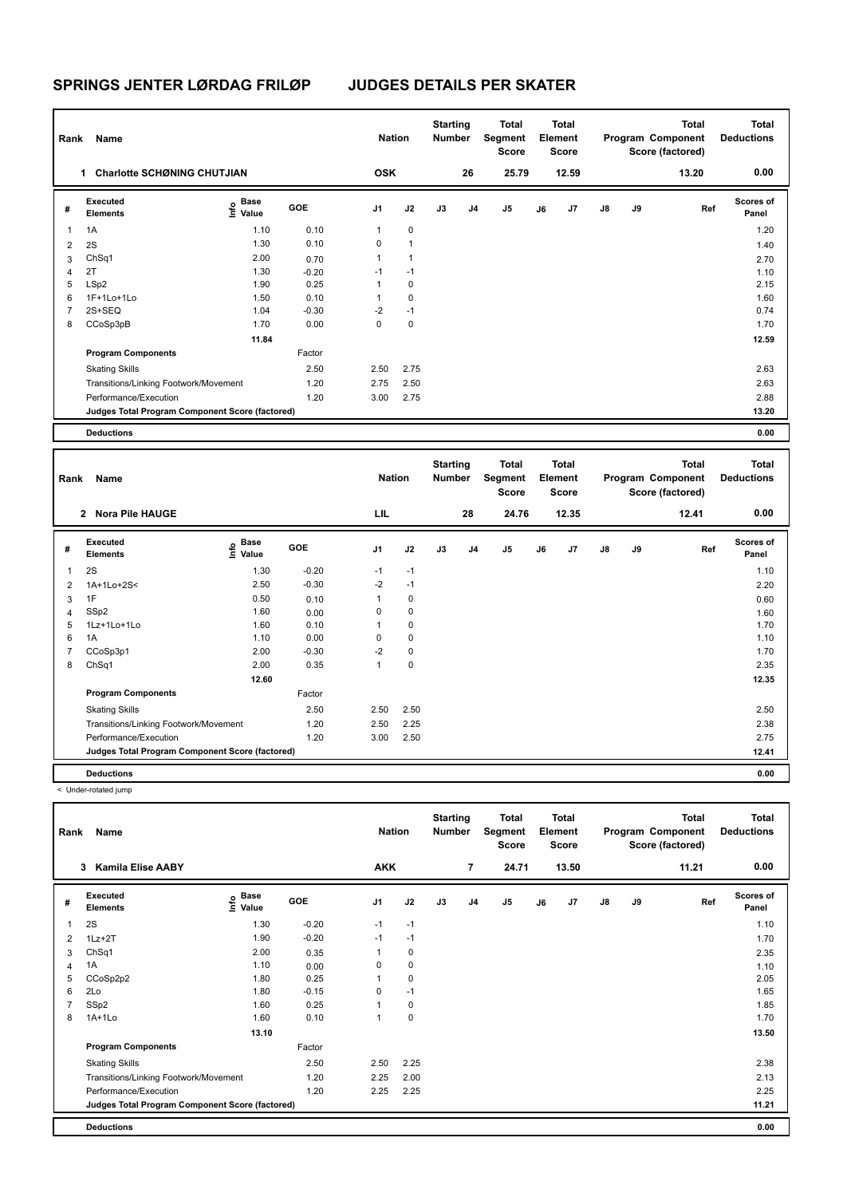# SPRINGS JENTER LØRDAG FRILØP JUDGES DETAILS PER SKATER

| Rank | Name | Nation | Starting Number | Total Segment Score | Total Element Score | Total Program Component Score (factored) | Total Deductions |
|---|---|---|---|---|---|---|---|
| 1 | Charlotte SCHØNING CHUTJIAN | OSK | 26 | 25.79 | 12.59 | 13.20 | 0.00 |

| # | Executed Elements | Info | Base Value | GOE | J1 | J2 | J3 | J4 | J5 | J6 | J7 | J8 | J9 | Ref | Scores of Panel |
|---|---|---|---|---|---|---|---|---|---|---|---|---|---|---|---|
| 1 | 1A | | 1.10 | 0.10 | 1 | 0 | | | | | | | | | 1.20 |
| 2 | 2S | | 1.30 | 0.10 | 0 | 1 | | | | | | | | | 1.40 |
| 3 | ChSq1 | | 2.00 | 0.70 | 1 | 1 | | | | | | | | | 2.70 |
| 4 | 2T | | 1.30 | -0.20 | -1 | -1 | | | | | | | | | 1.10 |
| 5 | LSp2 | | 1.90 | 0.25 | 1 | 0 | | | | | | | | | 2.15 |
| 6 | 1F+1Lo+1Lo | | 1.50 | 0.10 | 1 | 0 | | | | | | | | | 1.60 |
| 7 | 2S+SEQ | | 1.04 | -0.30 | -2 | -1 | | | | | | | | | 0.74 |
| 8 | CCoSp3pB | | 1.70 | 0.00 | 0 | 0 | | | | | | | | | 1.70 |
| | | | 11.84 | | | | | | | | | | | | 12.59 |
| | **Program Components** | | | Factor | | | | | | | | | | | |
| | Skating Skills | | | 2.50 | 2.50 | 2.75 | | | | | | | | | 2.63 |
| | Transitions/Linking Footwork/Movement | | | 1.20 | 2.75 | 2.50 | | | | | | | | | 2.63 |
| | Performance/Execution | | | 1.20 | 3.00 | 2.75 | | | | | | | | | 2.88 |
| | **Judges Total Program Component Score (factored)** | | | | | | | | | | | | | | 13.20 |
| | **Deductions** | | | | | | | | | | | | | | 0.00 |

| Rank | Name | Nation | Starting Number | Total Segment Score | Total Element Score | Total Program Component Score (factored) | Total Deductions |
|---|---|---|---|---|---|---|---|
| 2 | Nora Pile HAUGE | LIL | 28 | 24.76 | 12.35 | 12.41 | 0.00 |

| # | Executed Elements | Info | Base Value | GOE | J1 | J2 | J3 | J4 | J5 | J6 | J7 | J8 | J9 | Ref | Scores of Panel |
|---|---|---|---|---|---|---|---|---|---|---|---|---|---|---|---|
| 1 | 2S | | 1.30 | -0.20 | -1 | -1 | | | | | | | | | 1.10 |
| 2 | 1A+1Lo+2S< | < | 2.50 | -0.30 | -2 | -1 | | | | | | | | | 2.20 |
| 3 | 1F | | 0.50 | 0.10 | 1 | 0 | | | | | | | | | 0.60 |
| 4 | SSp2 | | 1.60 | 0.00 | 0 | 0 | | | | | | | | | 1.60 |
| 5 | 1Lz+1Lo+1Lo | | 1.60 | 0.10 | 1 | 0 | | | | | | | | | 1.70 |
| 6 | 1A | | 1.10 | 0.00 | 0 | 0 | | | | | | | | | 1.10 |
| 7 | CCoSp3p1 | | 2.00 | -0.30 | -2 | 0 | | | | | | | | | 1.70 |
| 8 | ChSq1 | | 2.00 | 0.35 | 1 | 0 | | | | | | | | | 2.35 |
| | | | 12.60 | | | | | | | | | | | | 12.35 |
| | **Program Components** | | | Factor | | | | | | | | | | | |
| | Skating Skills | | | 2.50 | 2.50 | 2.50 | | | | | | | | | 2.50 |
| | Transitions/Linking Footwork/Movement | | | 1.20 | 2.50 | 2.25 | | | | | | | | | 2.38 |
| | Performance/Execution | | | 1.20 | 3.00 | 2.50 | | | | | | | | | 2.75 |
| | **Judges Total Program Component Score (factored)** | | | | | | | | | | | | | | 12.41 |
| | **Deductions** | | | | | | | | | | | | | | 0.00 |

< Under-rotated jump

| Rank | Name | Nation | Starting Number | Total Segment Score | Total Element Score | Total Program Component Score (factored) | Total Deductions |
|---|---|---|---|---|---|---|---|
| 3 | Kamila Elise AABY | AKK | 7 | 24.71 | 13.50 | 11.21 | 0.00 |

| # | Executed Elements | Info | Base Value | GOE | J1 | J2 | J3 | J4 | J5 | J6 | J7 | J8 | J9 | Ref | Scores of Panel |
|---|---|---|---|---|---|---|---|---|---|---|---|---|---|---|---|
| 1 | 2S | | 1.30 | -0.20 | -1 | -1 | | | | | | | | | 1.10 |
| 2 | 1Lz+2T | | 1.90 | -0.20 | -1 | -1 | | | | | | | | | 1.70 |
| 3 | ChSq1 | | 2.00 | 0.35 | 1 | 0 | | | | | | | | | 2.35 |
| 4 | 1A | | 1.10 | 0.00 | 0 | 0 | | | | | | | | | 1.10 |
| 5 | CCoSp2p2 | | 1.80 | 0.25 | 1 | 0 | | | | | | | | | 2.05 |
| 6 | 2Lo | | 1.80 | -0.15 | 0 | -1 | | | | | | | | | 1.65 |
| 7 | SSp2 | | 1.60 | 0.25 | 1 | 0 | | | | | | | | | 1.85 |
| 8 | 1A+1Lo | | 1.60 | 0.10 | 1 | 0 | | | | | | | | | 1.70 |
| | | | 13.10 | | | | | | | | | | | | 13.50 |
| | **Program Components** | | | Factor | | | | | | | | | | | |
| | Skating Skills | | | 2.50 | 2.50 | 2.25 | | | | | | | | | 2.38 |
| | Transitions/Linking Footwork/Movement | | | 1.20 | 2.25 | 2.00 | | | | | | | | | 2.13 |
| | Performance/Execution | | | 1.20 | 2.25 | 2.25 | | | | | | | | | 2.25 |
| | **Judges Total Program Component Score (factored)** | | | | | | | | | | | | | | 11.21 |
| | **Deductions** | | | | | | | | | | | | | | 0.00 |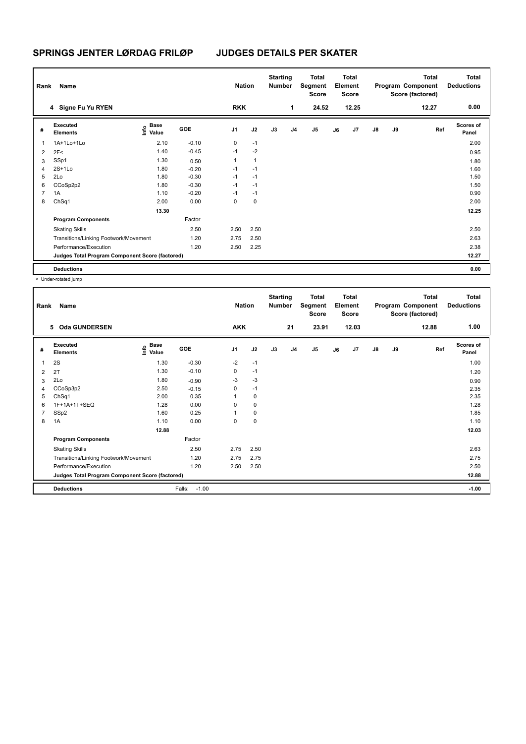# SPRINGS JENTER LØRDAG FRILØP JUDGES DETAILS PER SKATER

| Rank | Name | Nation | Starting Number | Total Segment Score | Total Element Score | Total Program Component Score (factored) | Total Deductions |
|---|---|---|---|---|---|---|---|
| 4 | Signe Fu Yu RYEN | RKK | 1 | 24.52 | 12.25 | 12.27 | 0.00 |

| # | Executed Elements | Info | Base Value | GOE | J1 | J2 | J3 | J4 | J5 | J6 | J7 | J8 | J9 | Ref | Scores of Panel |
|---|---|---|---|---|---|---|---|---|---|---|---|---|---|---|---|
| 1 | 1A+1Lo+1Lo | | 2.10 | -0.10 | 0 | -1 | | | | | | | | | 2.00 |
| 2 | 2F< | | 1.40 | -0.45 | -1 | -2 | | | | | | | | | 0.95 |
| 3 | SSp1 | | 1.30 | 0.50 | 1 | 1 | | | | | | | | | 1.80 |
| 4 | 2S+1Lo | | 1.80 | -0.20 | -1 | -1 | | | | | | | | | 1.60 |
| 5 | 2Lo | | 1.80 | -0.30 | -1 | -1 | | | | | | | | | 1.50 |
| 6 | CCoSp2p2 | | 1.80 | -0.30 | -1 | -1 | | | | | | | | | 1.50 |
| 7 | 1A | | 1.10 | -0.20 | -1 | -1 | | | | | | | | | 0.90 |
| 8 | ChSq1 | | 2.00 | 0.00 | 0 | 0 | | | | | | | | | 2.00 |
| | | | 13.30 | | | | | | | | | | | | 12.25 |
| | **Program Components** | | | Factor | | | | | | | | | | | |
| | Skating Skills | | | 2.50 | 2.50 | 2.50 | | | | | | | | | 2.50 |
| | Transitions/Linking Footwork/Movement | | | 1.20 | 2.75 | 2.50 | | | | | | | | | 2.63 |
| | Performance/Execution | | | 1.20 | 2.50 | 2.25 | | | | | | | | | 2.38 |
| | **Judges Total Program Component Score (factored)** | | | | | | | | | | | | | | 12.27 |
| | **Deductions** | | | | | | | | | | | | | | 0.00 |

< Under-rotated jump

| Rank | Name | Nation | Starting Number | Total Segment Score | Total Element Score | Total Program Component Score (factored) | Total Deductions |
|---|---|---|---|---|---|---|---|
| 5 | Oda GUNDERSEN | AKK | 21 | 23.91 | 12.03 | 12.88 | 1.00 |

| # | Executed Elements | Info | Base Value | GOE | J1 | J2 | J3 | J4 | J5 | J6 | J7 | J8 | J9 | Ref | Scores of Panel |
|---|---|---|---|---|---|---|---|---|---|---|---|---|---|---|---|
| 1 | 2S | | 1.30 | -0.30 | -2 | -1 | | | | | | | | | 1.00 |
| 2 | 2T | | 1.30 | -0.10 | 0 | -1 | | | | | | | | | 1.20 |
| 3 | 2Lo | | 1.80 | -0.90 | -3 | -3 | | | | | | | | | 0.90 |
| 4 | CCoSp3p2 | | 2.50 | -0.15 | 0 | -1 | | | | | | | | | 2.35 |
| 5 | ChSq1 | | 2.00 | 0.35 | 1 | 0 | | | | | | | | | 2.35 |
| 6 | 1F+1A+1T+SEQ | | 1.28 | 0.00 | 0 | 0 | | | | | | | | | 1.28 |
| 7 | SSp2 | | 1.60 | 0.25 | 1 | 0 | | | | | | | | | 1.85 |
| 8 | 1A | | 1.10 | 0.00 | 0 | 0 | | | | | | | | | 1.10 |
| | | | 12.88 | | | | | | | | | | | | 12.03 |
| | **Program Components** | | | Factor | | | | | | | | | | | |
| | Skating Skills | | | 2.50 | 2.75 | 2.50 | | | | | | | | | 2.63 |
| | Transitions/Linking Footwork/Movement | | | 1.20 | 2.75 | 2.75 | | | | | | | | | 2.75 |
| | Performance/Execution | | | 1.20 | 2.50 | 2.50 | | | | | | | | | 2.50 |
| | **Judges Total Program Component Score (factored)** | | | | | | | | | | | | | | 12.88 |
| | **Deductions** | | | Falls: -1.00 | | | | | | | | | | | -1.00 |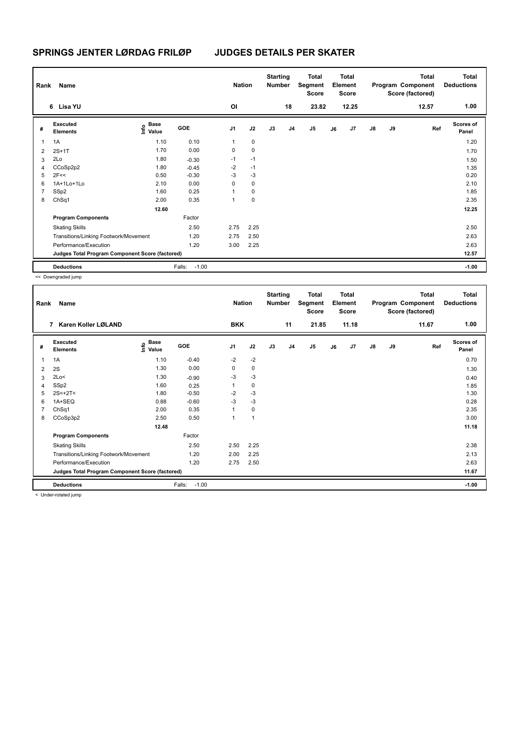# SPRINGS JENTER LØRDAG FRILØP JUDGES DETAILS PER SKATER

| Rank | Name | Nation | Starting Number | Total Segment Score | Total Element Score | Total Program Component Score (factored) | Total Deductions |
|---|---|---|---|---|---|---|---|
| 6 | Lisa YU | OI | 18 | 23.82 | 12.25 | 12.57 | 1.00 |

| # | Executed Elements | Info | Base Value | GOE | J1 | J2 | J3 | J4 | J5 | J6 | J7 | J8 | J9 | Ref | Scores of Panel |
|---|---|---|---|---|---|---|---|---|---|---|---|---|---|---|---|
| 1 | 1A | | 1.10 | 0.10 | 1 | 0 | | | | | | | | | 1.20 |
| 2 | 2S+1T | | 1.70 | 0.00 | 0 | 0 | | | | | | | | | 1.70 |
| 3 | 2Lo | | 1.80 | -0.30 | -1 | -1 | | | | | | | | | 1.50 |
| 4 | CCoSp2p2 | | 1.80 | -0.45 | -2 | -1 | | | | | | | | | 1.35 |
| 5 | 2F<< | | 0.50 | -0.30 | -3 | -3 | | | | | | | | | 0.20 |
| 6 | 1A+1Lo+1Lo | | 2.10 | 0.00 | 0 | 0 | | | | | | | | | 2.10 |
| 7 | SSp2 | | 1.60 | 0.25 | 1 | 0 | | | | | | | | | 1.85 |
| 8 | ChSq1 | | 2.00 | 0.35 | 1 | 0 | | | | | | | | | 2.35 |
| | | | 12.60 | | | | | | | | | | | | 12.25 |
| | **Program Components** | | | Factor | | | | | | | | | | | |
| | Skating Skills | | | 2.50 | 2.75 | 2.25 | | | | | | | | | 2.50 |
| | Transitions/Linking Footwork/Movement | | | 1.20 | 2.75 | 2.50 | | | | | | | | | 2.63 |
| | Performance/Execution | | | 1.20 | 3.00 | 2.25 | | | | | | | | | 2.63 |
| | **Judges Total Program Component Score (factored)** | | | | | | | | | | | | | | 12.57 |
| | **Deductions** | | | Falls: -1.00 | | | | | | | | | | | -1.00 |

<< Downgraded jump

| Rank | Name | Nation | Starting Number | Total Segment Score | Total Element Score | Total Program Component Score (factored) | Total Deductions |
|---|---|---|---|---|---|---|---|
| 7 | Karen Koller LØLAND | BKK | 11 | 21.85 | 11.18 | 11.67 | 1.00 |

| # | Executed Elements | Info | Base Value | GOE | J1 | J2 | J3 | J4 | J5 | J6 | J7 | J8 | J9 | Ref | Scores of Panel |
|---|---|---|---|---|---|---|---|---|---|---|---|---|---|---|---|
| 1 | 1A | | 1.10 | -0.40 | -2 | -2 | | | | | | | | | 0.70 |
| 2 | 2S | | 1.30 | 0.00 | 0 | 0 | | | | | | | | | 1.30 |
| 3 | 2Lo< | | 1.30 | -0.90 | -3 | -3 | | | | | | | | | 0.40 |
| 4 | SSp2 | | 1.60 | 0.25 | 1 | 0 | | | | | | | | | 1.85 |
| 5 | 2S<+2T< | | 1.80 | -0.50 | -2 | -3 | | | | | | | | | 1.30 |
| 6 | 1A+SEQ | | 0.88 | -0.60 | -3 | -3 | | | | | | | | | 0.28 |
| 7 | ChSq1 | | 2.00 | 0.35 | 1 | 0 | | | | | | | | | 2.35 |
| 8 | CCoSp3p2 | | 2.50 | 0.50 | 1 | 1 | | | | | | | | | 3.00 |
| | | | 12.48 | | | | | | | | | | | | 11.18 |
| | **Program Components** | | | Factor | | | | | | | | | | | |
| | Skating Skills | | | 2.50 | 2.50 | 2.25 | | | | | | | | | 2.38 |
| | Transitions/Linking Footwork/Movement | | | 1.20 | 2.00 | 2.25 | | | | | | | | | 2.13 |
| | Performance/Execution | | | 1.20 | 2.75 | 2.50 | | | | | | | | | 2.63 |
| | **Judges Total Program Component Score (factored)** | | | | | | | | | | | | | | 11.67 |
| | **Deductions** | | | Falls: -1.00 | | | | | | | | | | | -1.00 |

< Under-rotated jump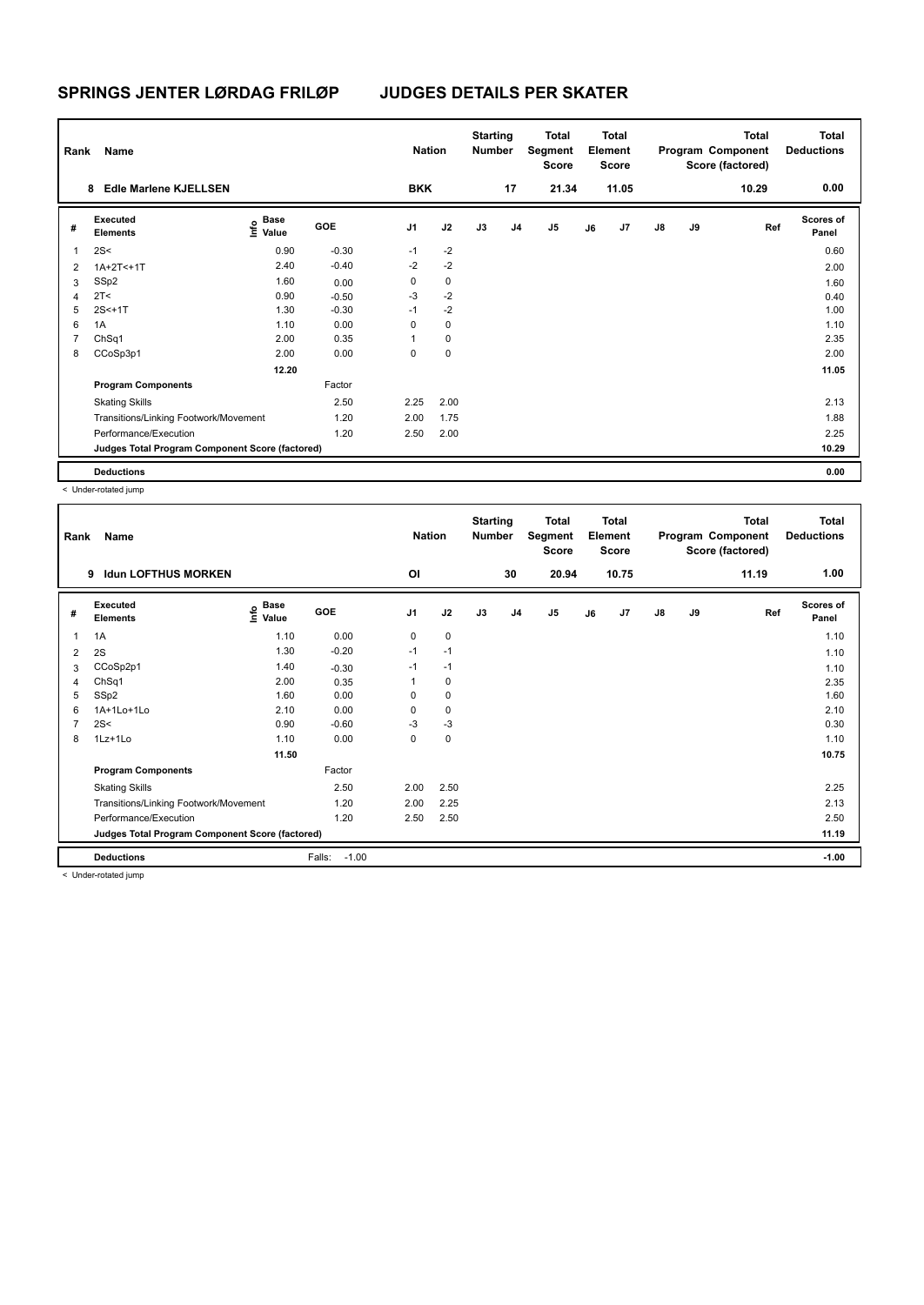# SPRINGS JENTER LØRDAG FRILØP JUDGES DETAILS PER SKATER

| Rank | Name | Nation | Starting Number | Total Segment Score | Total Element Score | Total Program Component Score (factored) | Total Deductions |
|---|---|---|---|---|---|---|---|
| 8 | Edle Marlene KJELLSEN | BKK | 17 | 21.34 | 11.05 | 10.29 | 0.00 |

| # | Executed Elements | Info | Base Value | GOE | J1 | J2 | J3 | J4 | J5 | J6 | J7 | J8 | J9 | Ref | Scores of Panel |
|---|---|---|---|---|---|---|---|---|---|---|---|---|---|---|---|
| 1 | 2S< | | 0.90 | -0.30 | -1 | -2 | | | | | | | | | 0.60 |
| 2 | 1A+2T<+1T | | 2.40 | -0.40 | -2 | -2 | | | | | | | | | 2.00 |
| 3 | SSp2 | | 1.60 | 0.00 | 0 | 0 | | | | | | | | | 1.60 |
| 4 | 2T< | | 0.90 | -0.50 | -3 | -2 | | | | | | | | | 0.40 |
| 5 | 2S<+1T | | 1.30 | -0.30 | -1 | -2 | | | | | | | | | 1.00 |
| 6 | 1A | | 1.10 | 0.00 | 0 | 0 | | | | | | | | | 1.10 |
| 7 | ChSq1 | | 2.00 | 0.35 | 1 | 0 | | | | | | | | | 2.35 |
| 8 | CCoSp3p1 | | 2.00 | 0.00 | 0 | 0 | | | | | | | | | 2.00 |
| | | | 12.20 | | | | | | | | | | | | 11.05 |
| | **Program Components** | | | Factor | | | | | | | | | | | |
| | Skating Skills | | | 2.50 | 2.25 | 2.00 | | | | | | | | | 2.13 |
| | Transitions/Linking Footwork/Movement | | | 1.20 | 2.00 | 1.75 | | | | | | | | | 1.88 |
| | Performance/Execution | | | 1.20 | 2.50 | 2.00 | | | | | | | | | 2.25 |
| | **Judges Total Program Component Score (factored)** | | | | | | | | | | | | | | 10.29 |
| | **Deductions** | | | | | | | | | | | | | | 0.00 |

< Under-rotated jump

| Rank | Name | Nation | Starting Number | Total Segment Score | Total Element Score | Total Program Component Score (factored) | Total Deductions |
|---|---|---|---|---|---|---|---|
| 9 | Idun LOFTHUS MORKEN | OI | 30 | 20.94 | 10.75 | 11.19 | 1.00 |

| # | Executed Elements | Info | Base Value | GOE | J1 | J2 | J3 | J4 | J5 | J6 | J7 | J8 | J9 | Ref | Scores of Panel |
|---|---|---|---|---|---|---|---|---|---|---|---|---|---|---|---|
| 1 | 1A | | 1.10 | 0.00 | 0 | 0 | | | | | | | | | 1.10 |
| 2 | 2S | | 1.30 | -0.20 | -1 | -1 | | | | | | | | | 1.10 |
| 3 | CCoSp2p1 | | 1.40 | -0.30 | -1 | -1 | | | | | | | | | 1.10 |
| 4 | ChSq1 | | 2.00 | 0.35 | 1 | 0 | | | | | | | | | 2.35 |
| 5 | SSp2 | | 1.60 | 0.00 | 0 | 0 | | | | | | | | | 1.60 |
| 6 | 1A+1Lo+1Lo | | 2.10 | 0.00 | 0 | 0 | | | | | | | | | 2.10 |
| 7 | 2S< | | 0.90 | -0.60 | -3 | -3 | | | | | | | | | 0.30 |
| 8 | 1Lz+1Lo | | 1.10 | 0.00 | 0 | 0 | | | | | | | | | 1.10 |
| | | | 11.50 | | | | | | | | | | | | 10.75 |
| | **Program Components** | | | Factor | | | | | | | | | | | |
| | Skating Skills | | | 2.50 | 2.00 | 2.50 | | | | | | | | | 2.25 |
| | Transitions/Linking Footwork/Movement | | | 1.20 | 2.00 | 2.25 | | | | | | | | | 2.13 |
| | Performance/Execution | | | 1.20 | 2.50 | 2.50 | | | | | | | | | 2.50 |
| | **Judges Total Program Component Score (factored)** | | | | | | | | | | | | | | 11.19 |
| | **Deductions** | | | Falls: -1.00 | | | | | | | | | | | -1.00 |

< Under-rotated jump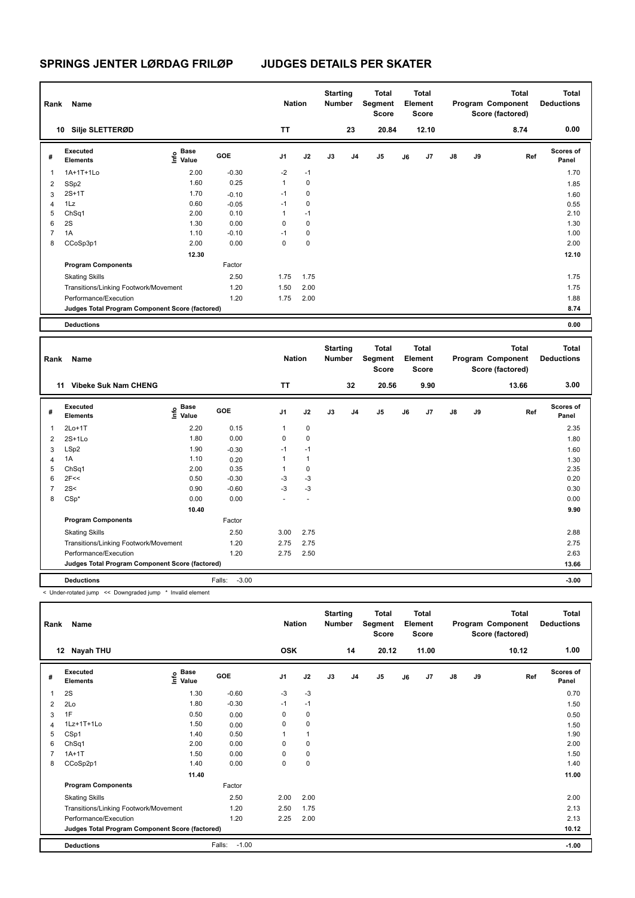# SPRINGS JENTER LØRDAG FRILØP JUDGES DETAILS PER SKATER

| Rank | Name | Nation | Starting Number | Total Segment Score | Total Element Score | Total Program Component Score (factored) | Total Deductions |
|---|---|---|---|---|---|---|---|
| 10 | Silje SLETTERØD | TT | 23 | 20.84 | 12.10 | 8.74 | 0.00 |

| # | Executed Elements | Info | Base Value | GOE | J1 | J2 | J3 | J4 | J5 | J6 | J7 | J8 | J9 | Ref | Scores of Panel |
|---|---|---|---|---|---|---|---|---|---|---|---|---|---|---|---|
| 1 | 1A+1T+1Lo | | 2.00 | -0.30 | -2 | -1 | | | | | | | | | 1.70 |
| 2 | SSp2 | | 1.60 | 0.25 | 1 | 0 | | | | | | | | | 1.85 |
| 3 | 2S+1T | | 1.70 | -0.10 | -1 | 0 | | | | | | | | | 1.60 |
| 4 | 1Lz | | 0.60 | -0.05 | -1 | 0 | | | | | | | | | 0.55 |
| 5 | ChSq1 | | 2.00 | 0.10 | 1 | -1 | | | | | | | | | 2.10 |
| 6 | 2S | | 1.30 | 0.00 | 0 | 0 | | | | | | | | | 1.30 |
| 7 | 1A | | 1.10 | -0.10 | -1 | 0 | | | | | | | | | 1.00 |
| 8 | CCoSp3p1 | | 2.00 | 0.00 | 0 | 0 | | | | | | | | | 2.00 |
| | | | 12.30 | | | | | | | | | | | | 12.10 |
| | **Program Components** | | | Factor | | | | | | | | | | | |
| | Skating Skills | | | 2.50 | 1.75 | 1.75 | | | | | | | | | 1.75 |
| | Transitions/Linking Footwork/Movement | | | 1.20 | 1.50 | 2.00 | | | | | | | | | 1.75 |
| | Performance/Execution | | | 1.20 | 1.75 | 2.00 | | | | | | | | | 1.88 |
| | **Judges Total Program Component Score (factored)** | | | | | | | | | | | | | | 8.74 |
| | **Deductions** | | | | | | | | | | | | | | 0.00 |

| Rank | Name | Nation | Starting Number | Total Segment Score | Total Element Score | Total Program Component Score (factored) | Total Deductions |
|---|---|---|---|---|---|---|---|
| 11 | Vibeke Suk Nam CHENG | TT | 32 | 20.56 | 9.90 | 13.66 | 3.00 |

| # | Executed Elements | Info | Base Value | GOE | J1 | J2 | J3 | J4 | J5 | J6 | J7 | J8 | J9 | Ref | Scores of Panel |
|---|---|---|---|---|---|---|---|---|---|---|---|---|---|---|---|
| 1 | 2Lo+1T | | 2.20 | 0.15 | 1 | 0 | | | | | | | | | 2.35 |
| 2 | 2S+1Lo | | 1.80 | 0.00 | 0 | 0 | | | | | | | | | 1.80 |
| 3 | LSp2 | | 1.90 | -0.30 | -1 | -1 | | | | | | | | | 1.60 |
| 4 | 1A | | 1.10 | 0.20 | 1 | 1 | | | | | | | | | 1.30 |
| 5 | ChSq1 | | 2.00 | 0.35 | 1 | 0 | | | | | | | | | 2.35 |
| 6 | 2F<< | << | 0.50 | -0.30 | -3 | -3 | | | | | | | | | 0.20 |
| 7 | 2S< | < | 0.90 | -0.60 | -3 | -3 | | | | | | | | | 0.30 |
| 8 | CSp* | * | 0.00 | 0.00 | - | - | | | | | | | | | 0.00 |
| | | | 10.40 | | | | | | | | | | | | 9.90 |
| | **Program Components** | | | Factor | | | | | | | | | | | |
| | Skating Skills | | | 2.50 | 3.00 | 2.75 | | | | | | | | | 2.88 |
| | Transitions/Linking Footwork/Movement | | | 1.20 | 2.75 | 2.75 | | | | | | | | | 2.75 |
| | Performance/Execution | | | 1.20 | 2.75 | 2.50 | | | | | | | | | 2.63 |
| | **Judges Total Program Component Score (factored)** | | | | | | | | | | | | | | 13.66 |
| | **Deductions** | | Falls: | -3.00 | | | | | | | | | | | -3.00 |

< Under-rotated jump << Downgraded jump * Invalid element

| Rank | Name | Nation | Starting Number | Total Segment Score | Total Element Score | Total Program Component Score (factored) | Total Deductions |
|---|---|---|---|---|---|---|---|
| 12 | Nayah THU | OSK | 14 | 20.12 | 11.00 | 10.12 | 1.00 |

| # | Executed Elements | Info | Base Value | GOE | J1 | J2 | J3 | J4 | J5 | J6 | J7 | J8 | J9 | Ref | Scores of Panel |
|---|---|---|---|---|---|---|---|---|---|---|---|---|---|---|---|
| 1 | 2S | | 1.30 | -0.60 | -3 | -3 | | | | | | | | | 0.70 |
| 2 | 2Lo | | 1.80 | -0.30 | -1 | -1 | | | | | | | | | 1.50 |
| 3 | 1F | | 0.50 | 0.00 | 0 | 0 | | | | | | | | | 0.50 |
| 4 | 1Lz+1T+1Lo | | 1.50 | 0.00 | 0 | 0 | | | | | | | | | 1.50 |
| 5 | CSp1 | | 1.40 | 0.50 | 1 | 1 | | | | | | | | | 1.90 |
| 6 | ChSq1 | | 2.00 | 0.00 | 0 | 0 | | | | | | | | | 2.00 |
| 7 | 1A+1T | | 1.50 | 0.00 | 0 | 0 | | | | | | | | | 1.50 |
| 8 | CCoSp2p1 | | 1.40 | 0.00 | 0 | 0 | | | | | | | | | 1.40 |
| | | | 11.40 | | | | | | | | | | | | 11.00 |
| | **Program Components** | | | Factor | | | | | | | | | | | |
| | Skating Skills | | | 2.50 | 2.00 | 2.00 | | | | | | | | | 2.00 |
| | Transitions/Linking Footwork/Movement | | | 1.20 | 2.50 | 1.75 | | | | | | | | | 2.13 |
| | Performance/Execution | | | 1.20 | 2.25 | 2.00 | | | | | | | | | 2.13 |
| | **Judges Total Program Component Score (factored)** | | | | | | | | | | | | | | 10.12 |
| | **Deductions** | | Falls: | -1.00 | | | | | | | | | | | -1.00 |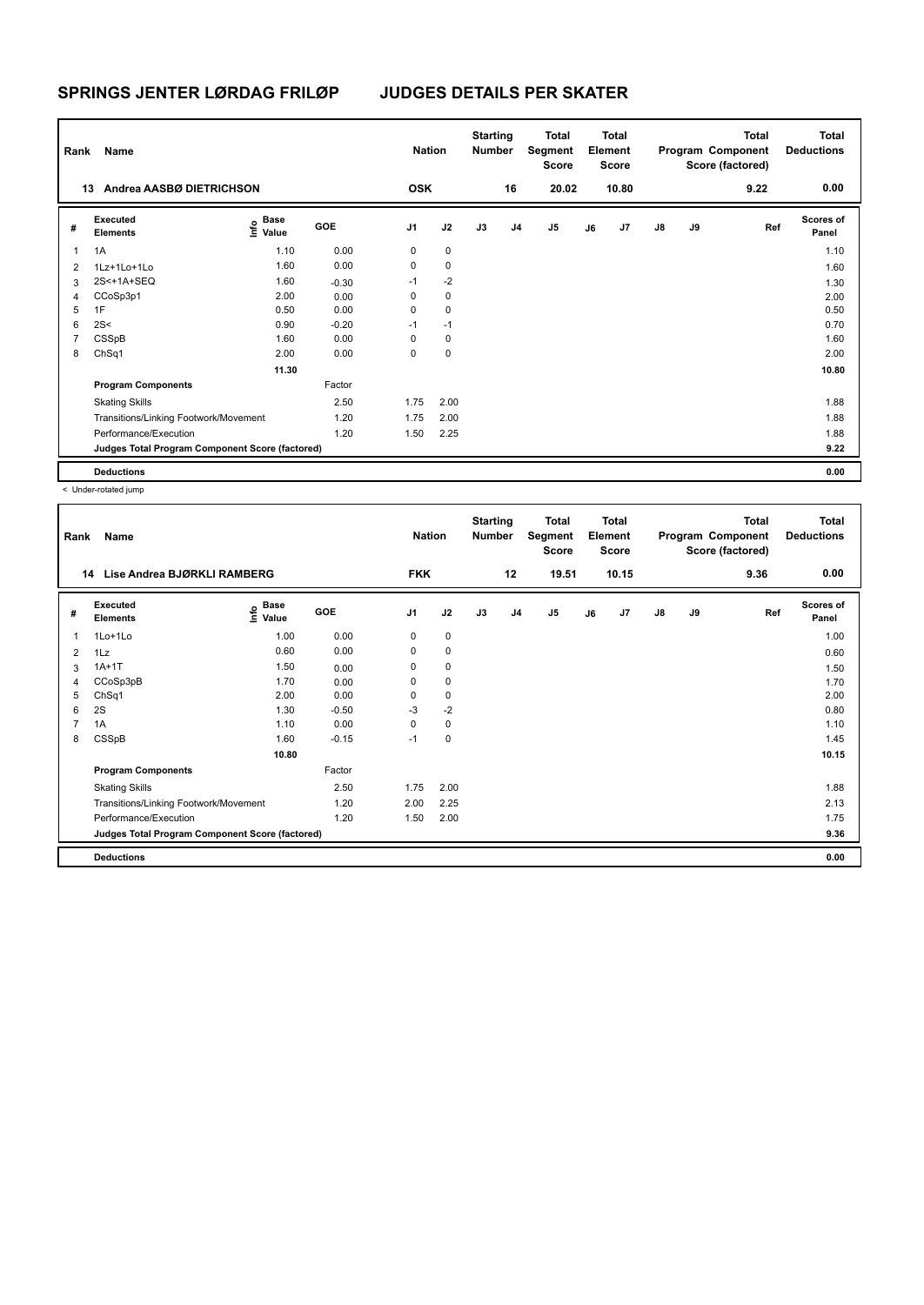# SPRINGS JENTER LØRDAG FRILØP JUDGES DETAILS PER SKATER

| Rank | Name | Nation | Starting Number | Total Segment Score | Total Element Score | Total Program Component Score (factored) | Total Deductions |
|---|---|---|---|---|---|---|---|
| 13 | Andrea AASBØ DIETRICHSON | OSK | 16 | 20.02 | 10.80 | 9.22 | 0.00 |

| # | Executed Elements | Info | Base Value | GOE | J1 | J2 | J3 | J4 | J5 | J6 | J7 | J8 | J9 | Ref | Scores of Panel |
|---|---|---|---|---|---|---|---|---|---|---|---|---|---|---|---|
| 1 | 1A | | 1.10 | 0.00 | 0 | 0 | | | | | | | | | 1.10 |
| 2 | 1Lz+1Lo+1Lo | | 1.60 | 0.00 | 0 | 0 | | | | | | | | | 1.60 |
| 3 | 2S<+1A+SEQ | | 1.60 | -0.30 | -1 | -2 | | | | | | | | | 1.30 |
| 4 | CCoSp3p1 | | 2.00 | 0.00 | 0 | 0 | | | | | | | | | 2.00 |
| 5 | 1F | | 0.50 | 0.00 | 0 | 0 | | | | | | | | | 0.50 |
| 6 | 2S< | | 0.90 | -0.20 | -1 | -1 | | | | | | | | | 0.70 |
| 7 | CSSpB | | 1.60 | 0.00 | 0 | 0 | | | | | | | | | 1.60 |
| 8 | ChSq1 | | 2.00 | 0.00 | 0 | 0 | | | | | | | | | 2.00 |
| | | | 11.30 | | | | | | | | | | | | 10.80 |
| | **Program Components** | | | Factor | | | | | | | | | | | |
| | Skating Skills | | | 2.50 | 1.75 | 2.00 | | | | | | | | | 1.88 |
| | Transitions/Linking Footwork/Movement | | | 1.20 | 1.75 | 2.00 | | | | | | | | | 1.88 |
| | Performance/Execution | | | 1.20 | 1.50 | 2.25 | | | | | | | | | 1.88 |
| | **Judges Total Program Component Score (factored)** | | | | | | | | | | | | | | 9.22 |
| | **Deductions** | | | | | | | | | | | | | | 0.00 |

< Under-rotated jump

| Rank | Name | Nation | Starting Number | Total Segment Score | Total Element Score | Total Program Component Score (factored) | Total Deductions |
|---|---|---|---|---|---|---|---|
| 14 | Lise Andrea BJØRKLI RAMBERG | FKK | 12 | 19.51 | 10.15 | 9.36 | 0.00 |

| # | Executed Elements | Info | Base Value | GOE | J1 | J2 | J3 | J4 | J5 | J6 | J7 | J8 | J9 | Ref | Scores of Panel |
|---|---|---|---|---|---|---|---|---|---|---|---|---|---|---|---|
| 1 | 1Lo+1Lo | | 1.00 | 0.00 | 0 | 0 | | | | | | | | | 1.00 |
| 2 | 1Lz | | 0.60 | 0.00 | 0 | 0 | | | | | | | | | 0.60 |
| 3 | 1A+1T | | 1.50 | 0.00 | 0 | 0 | | | | | | | | | 1.50 |
| 4 | CCoSp3pB | | 1.70 | 0.00 | 0 | 0 | | | | | | | | | 1.70 |
| 5 | ChSq1 | | 2.00 | 0.00 | 0 | 0 | | | | | | | | | 2.00 |
| 6 | 2S | | 1.30 | -0.50 | -3 | -2 | | | | | | | | | 0.80 |
| 7 | 1A | | 1.10 | 0.00 | 0 | 0 | | | | | | | | | 1.10 |
| 8 | CSSpB | | 1.60 | -0.15 | -1 | 0 | | | | | | | | | 1.45 |
| | | | 10.80 | | | | | | | | | | | | 10.15 |
| | **Program Components** | | | Factor | | | | | | | | | | | |
| | Skating Skills | | | 2.50 | 1.75 | 2.00 | | | | | | | | | 1.88 |
| | Transitions/Linking Footwork/Movement | | | 1.20 | 2.00 | 2.25 | | | | | | | | | 2.13 |
| | Performance/Execution | | | 1.20 | 1.50 | 2.00 | | | | | | | | | 1.75 |
| | **Judges Total Program Component Score (factored)** | | | | | | | | | | | | | | 9.36 |
| | **Deductions** | | | | | | | | | | | | | | 0.00 |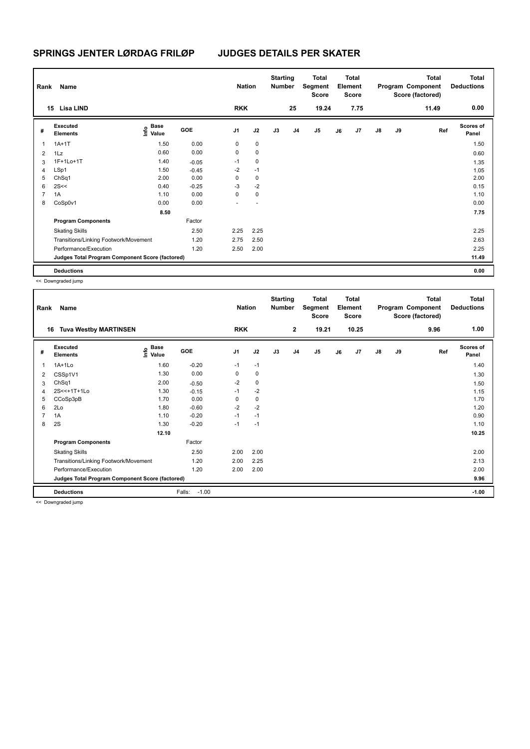# SPRINGS JENTER LØRDAG FRILØP JUDGES DETAILS PER SKATER

| Rank | Name | Nation | Starting Number | Total Segment Score | Total Element Score | Total Program Component Score (factored) | Total Deductions |
|---|---|---|---|---|---|---|---|
| 15 | Lisa LIND | RKK | 25 | 19.24 | 7.75 | 11.49 | 0.00 |

| # | Executed Elements | Info | Base Value | GOE | J1 | J2 | J3 | J4 | J5 | J6 | J7 | J8 | J9 | Ref | Scores of Panel |
|---|---|---|---|---|---|---|---|---|---|---|---|---|---|---|---|
| 1 | 1A+1T | | 1.50 | 0.00 | 0 | 0 | | | | | | | | | 1.50 |
| 2 | 1Lz | | 0.60 | 0.00 | 0 | 0 | | | | | | | | | 0.60 |
| 3 | 1F+1Lo+1T | | 1.40 | -0.05 | -1 | 0 | | | | | | | | | 1.35 |
| 4 | LSp1 | | 1.50 | -0.45 | -2 | -1 | | | | | | | | | 1.05 |
| 5 | ChSq1 | | 2.00 | 0.00 | 0 | 0 | | | | | | | | | 2.00 |
| 6 | 2S<< | | 0.40 | -0.25 | -3 | -2 | | | | | | | | | 0.15 |
| 7 | 1A | | 1.10 | 0.00 | 0 | 0 | | | | | | | | | 1.10 |
| 8 | CoSp0v1 | | 0.00 | 0.00 | - | - | | | | | | | | | 0.00 |
| | | | 8.50 | | | | | | | | | | | | 7.75 |
| | **Program Components** | | | Factor | | | | | | | | | | | |
| | Skating Skills | | | 2.50 | 2.25 | 2.25 | | | | | | | | | 2.25 |
| | Transitions/Linking Footwork/Movement | | | 1.20 | 2.75 | 2.50 | | | | | | | | | 2.63 |
| | Performance/Execution | | | 1.20 | 2.50 | 2.00 | | | | | | | | | 2.25 |
| | **Judges Total Program Component Score (factored)** | | | | | | | | | | | | | | 11.49 |
| | **Deductions** | | | | | | | | | | | | | | 0.00 |

<< Downgraded jump

| Rank | Name | Nation | Starting Number | Total Segment Score | Total Element Score | Total Program Component Score (factored) | Total Deductions |
|---|---|---|---|---|---|---|---|
| 16 | Tuva Westby MARTINSEN | RKK | 2 | 19.21 | 10.25 | 9.96 | 1.00 |

| # | Executed Elements | Info | Base Value | GOE | J1 | J2 | J3 | J4 | J5 | J6 | J7 | J8 | J9 | Ref | Scores of Panel |
|---|---|---|---|---|---|---|---|---|---|---|---|---|---|---|---|
| 1 | 1A+1Lo | | 1.60 | -0.20 | -1 | -1 | | | | | | | | | 1.40 |
| 2 | CSSp1V1 | | 1.30 | 0.00 | 0 | 0 | | | | | | | | | 1.30 |
| 3 | ChSq1 | | 2.00 | -0.50 | -2 | 0 | | | | | | | | | 1.50 |
| 4 | 2S<<+1T+1Lo | | 1.30 | -0.15 | -1 | -2 | | | | | | | | | 1.15 |
| 5 | CCoSp3pB | | 1.70 | 0.00 | 0 | 0 | | | | | | | | | 1.70 |
| 6 | 2Lo | | 1.80 | -0.60 | -2 | -2 | | | | | | | | | 1.20 |
| 7 | 1A | | 1.10 | -0.20 | -1 | -1 | | | | | | | | | 0.90 |
| 8 | 2S | | 1.30 | -0.20 | -1 | -1 | | | | | | | | | 1.10 |
| | | | 12.10 | | | | | | | | | | | | 10.25 |
| | **Program Components** | | | Factor | | | | | | | | | | | |
| | Skating Skills | | | 2.50 | 2.00 | 2.00 | | | | | | | | | 2.00 |
| | Transitions/Linking Footwork/Movement | | | 1.20 | 2.00 | 2.25 | | | | | | | | | 2.13 |
| | Performance/Execution | | | 1.20 | 2.00 | 2.00 | | | | | | | | | 2.00 |
| | **Judges Total Program Component Score (factored)** | | | | | | | | | | | | | | 9.96 |
| | **Deductions** | | | Falls: -1.00 | | | | | | | | | | | -1.00 |

<< Downgraded jump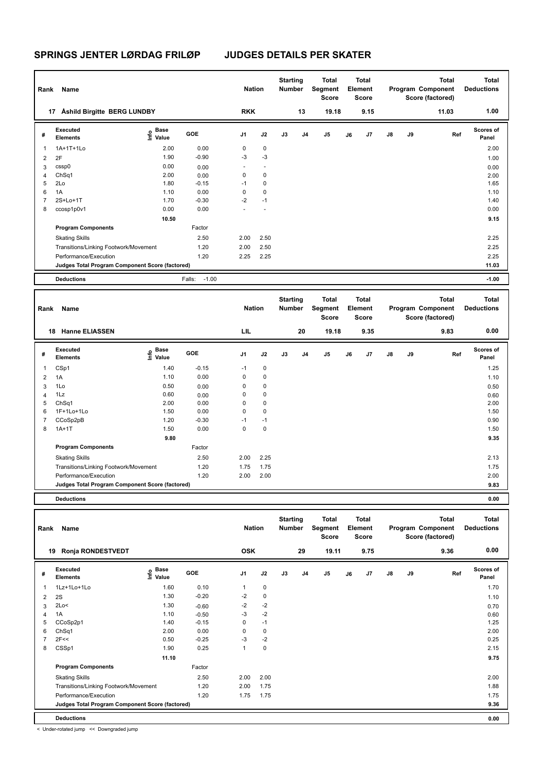# SPRINGS JENTER LØRDAG FRILØP JUDGES DETAILS PER SKATER

| Rank | Name | Nation | Starting Number | Total Segment Score | Total Element Score | Total Program Component Score (factored) | Total Deductions |
|---|---|---|---|---|---|---|---|
| 17 | Åshild Birgitte BERG LUNDBY | RKK | 13 | 19.18 | 9.15 | 11.03 | 1.00 |

| # | Executed Elements | Info | Base Value | GOE | J1 | J2 | J3 | J4 | J5 | J6 | J7 | J8 | J9 | Ref | Scores of Panel |
|---|---|---|---|---|---|---|---|---|---|---|---|---|---|---|---|
| 1 | 1A+1T+1Lo | | 2.00 | 0.00 | 0 | 0 | | | | | | | | | 2.00 |
| 2 | 2F | | 1.90 | -0.90 | -3 | -3 | | | | | | | | | 1.00 |
| 3 | cssp0 | | 0.00 | 0.00 | - | - | | | | | | | | | 0.00 |
| 4 | ChSq1 | | 2.00 | 0.00 | 0 | 0 | | | | | | | | | 2.00 |
| 5 | 2Lo | | 1.80 | -0.15 | -1 | 0 | | | | | | | | | 1.65 |
| 6 | 1A | | 1.10 | 0.00 | 0 | 0 | | | | | | | | | 1.10 |
| 7 | 2S+Lo+1T | | 1.70 | -0.30 | -2 | -1 | | | | | | | | | 1.40 |
| 8 | ccosp1p0v1 | | 0.00 | 0.00 | - | - | | | | | | | | | 0.00 |
| | | | 10.50 | | | | | | | | | | | | 9.15 |
| | **Program Components** | | | Factor | | | | | | | | | | | |
| | Skating Skills | | | 2.50 | 2.00 | 2.50 | | | | | | | | | 2.25 |
| | Transitions/Linking Footwork/Movement | | | 1.20 | 2.00 | 2.50 | | | | | | | | | 2.25 |
| | Performance/Execution | | | 1.20 | 2.25 | 2.25 | | | | | | | | | 2.25 |
| | **Judges Total Program Component Score (factored)** | | | | | | | | | | | | | | 11.03 |
| | **Deductions** | | | Falls: -1.00 | | | | | | | | | | | -1.00 |

| Rank | Name | Nation | Starting Number | Total Segment Score | Total Element Score | Total Program Component Score (factored) | Total Deductions |
|---|---|---|---|---|---|---|---|
| 18 | Hanne ELIASSEN | LIL | 20 | 19.18 | 9.35 | 9.83 | 0.00 |

| # | Executed Elements | Info | Base Value | GOE | J1 | J2 | J3 | J4 | J5 | J6 | J7 | J8 | J9 | Ref | Scores of Panel |
|---|---|---|---|---|---|---|---|---|---|---|---|---|---|---|---|
| 1 | CSp1 | | 1.40 | -0.15 | -1 | 0 | | | | | | | | | 1.25 |
| 2 | 1A | | 1.10 | 0.00 | 0 | 0 | | | | | | | | | 1.10 |
| 3 | 1Lo | | 0.50 | 0.00 | 0 | 0 | | | | | | | | | 0.50 |
| 4 | 1Lz | | 0.60 | 0.00 | 0 | 0 | | | | | | | | | 0.60 |
| 5 | ChSq1 | | 2.00 | 0.00 | 0 | 0 | | | | | | | | | 2.00 |
| 6 | 1F+1Lo+1Lo | | 1.50 | 0.00 | 0 | 0 | | | | | | | | | 1.50 |
| 7 | CCoSp2pB | | 1.20 | -0.30 | -1 | -1 | | | | | | | | | 0.90 |
| 8 | 1A+1T | | 1.50 | 0.00 | 0 | 0 | | | | | | | | | 1.50 |
| | | | 9.80 | | | | | | | | | | | | 9.35 |
| | **Program Components** | | | Factor | | | | | | | | | | | |
| | Skating Skills | | | 2.50 | 2.00 | 2.25 | | | | | | | | | 2.13 |
| | Transitions/Linking Footwork/Movement | | | 1.20 | 1.75 | 1.75 | | | | | | | | | 1.75 |
| | Performance/Execution | | | 1.20 | 2.00 | 2.00 | | | | | | | | | 2.00 |
| | **Judges Total Program Component Score (factored)** | | | | | | | | | | | | | | 9.83 |
| | **Deductions** | | | | | | | | | | | | | | 0.00 |

| Rank | Name | Nation | Starting Number | Total Segment Score | Total Element Score | Total Program Component Score (factored) | Total Deductions |
|---|---|---|---|---|---|---|---|
| 19 | Ronja RONDESTVEDT | OSK | 29 | 19.11 | 9.75 | 9.36 | 0.00 |

| # | Executed Elements | Info | Base Value | GOE | J1 | J2 | J3 | J4 | J5 | J6 | J7 | J8 | J9 | Ref | Scores of Panel |
|---|---|---|---|---|---|---|---|---|---|---|---|---|---|---|---|
| 1 | 1Lz+1Lo+1Lo | | 1.60 | 0.10 | 1 | 0 | | | | | | | | | 1.70 |
| 2 | 2S | | 1.30 | -0.20 | -2 | 0 | | | | | | | | | 1.10 |
| 3 | 2Lo< | | 1.30 | -0.60 | -2 | -2 | | | | | | | | | 0.70 |
| 4 | 1A | | 1.10 | -0.50 | -3 | -2 | | | | | | | | | 0.60 |
| 5 | CCoSp2p1 | | 1.40 | -0.15 | 0 | -1 | | | | | | | | | 1.25 |
| 6 | ChSq1 | | 2.00 | 0.00 | 0 | 0 | | | | | | | | | 2.00 |
| 7 | 2F<< | | 0.50 | -0.25 | -3 | -2 | | | | | | | | | 0.25 |
| 8 | CSSp1 | | 1.90 | 0.25 | 1 | 0 | | | | | | | | | 2.15 |
| | | | 11.10 | | | | | | | | | | | | 9.75 |
| | **Program Components** | | | Factor | | | | | | | | | | | |
| | Skating Skills | | | 2.50 | 2.00 | 2.00 | | | | | | | | | 2.00 |
| | Transitions/Linking Footwork/Movement | | | 1.20 | 2.00 | 1.75 | | | | | | | | | 1.88 |
| | Performance/Execution | | | 1.20 | 1.75 | 1.75 | | | | | | | | | 1.75 |
| | **Judges Total Program Component Score (factored)** | | | | | | | | | | | | | | 9.36 |
| | **Deductions** | | | | | | | | | | | | | | 0.00 |

< Under-rotated jump << Downgraded jump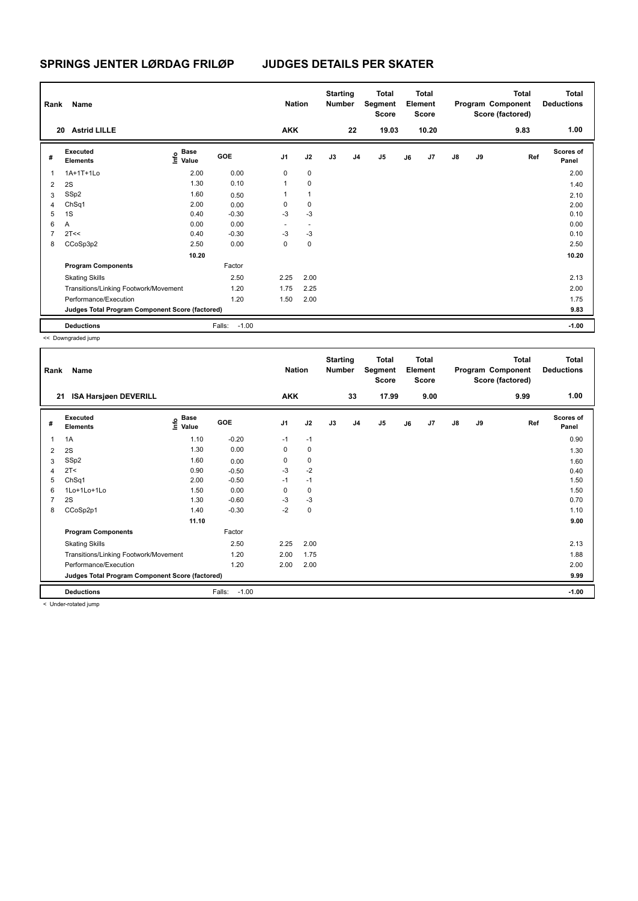# SPRINGS JENTER LØRDAG FRILØP JUDGES DETAILS PER SKATER

| Rank | Name | Nation | Starting Number | Total Segment Score | Total Element Score | Total Program Component Score (factored) | Total Deductions |
|---|---|---|---|---|---|---|---|
| 20 | Astrid LILLE | AKK | 22 | 19.03 | 10.20 | 9.83 | 1.00 |

| # | Executed Elements | Info | Base Value | GOE | J1 | J2 | J3 | J4 | J5 | J6 | J7 | J8 | J9 | Ref | Scores of Panel |
|---|---|---|---|---|---|---|---|---|---|---|---|---|---|---|---|
| 1 | 1A+1T+1Lo | | 2.00 | 0.00 | 0 | 0 | | | | | | | | | 2.00 |
| 2 | 2S | | 1.30 | 0.10 | 1 | 0 | | | | | | | | | 1.40 |
| 3 | SSp2 | | 1.60 | 0.50 | 1 | 1 | | | | | | | | | 2.10 |
| 4 | ChSq1 | | 2.00 | 0.00 | 0 | 0 | | | | | | | | | 2.00 |
| 5 | 1S | | 0.40 | -0.30 | -3 | -3 | | | | | | | | | 0.10 |
| 6 | A | | 0.00 | 0.00 | - | - | | | | | | | | | 0.00 |
| 7 | 2T<< | | 0.40 | -0.30 | -3 | -3 | | | | | | | | | 0.10 |
| 8 | CCoSp3p2 | | 2.50 | 0.00 | 0 | 0 | | | | | | | | | 2.50 |
| | | | 10.20 | | | | | | | | | | | | 10.20 |
| | **Program Components** | | | Factor | | | | | | | | | | | |
| | Skating Skills | | | 2.50 | 2.25 | 2.00 | | | | | | | | | 2.13 |
| | Transitions/Linking Footwork/Movement | | | 1.20 | 1.75 | 2.25 | | | | | | | | | 2.00 |
| | Performance/Execution | | | 1.20 | 1.50 | 2.00 | | | | | | | | | 1.75 |
| | **Judges Total Program Component Score (factored)** | | | | | | | | | | | | | | 9.83 |
| | **Deductions** | | | Falls: -1.00 | | | | | | | | | | | -1.00 |

<< Downgraded jump

| Rank | Name | Nation | Starting Number | Total Segment Score | Total Element Score | Total Program Component Score (factored) | Total Deductions |
|---|---|---|---|---|---|---|---|
| 21 | ISA Harsjøen DEVERILL | AKK | 33 | 17.99 | 9.00 | 9.99 | 1.00 |

| # | Executed Elements | Info | Base Value | GOE | J1 | J2 | J3 | J4 | J5 | J6 | J7 | J8 | J9 | Ref | Scores of Panel |
|---|---|---|---|---|---|---|---|---|---|---|---|---|---|---|---|
| 1 | 1A | | 1.10 | -0.20 | -1 | -1 | | | | | | | | | 0.90 |
| 2 | 2S | | 1.30 | 0.00 | 0 | 0 | | | | | | | | | 1.30 |
| 3 | SSp2 | | 1.60 | 0.00 | 0 | 0 | | | | | | | | | 1.60 |
| 4 | 2T< | | 0.90 | -0.50 | -3 | -2 | | | | | | | | | 0.40 |
| 5 | ChSq1 | | 2.00 | -0.50 | -1 | -1 | | | | | | | | | 1.50 |
| 6 | 1Lo+1Lo+1Lo | | 1.50 | 0.00 | 0 | 0 | | | | | | | | | 1.50 |
| 7 | 2S | | 1.30 | -0.60 | -3 | -3 | | | | | | | | | 0.70 |
| 8 | CCoSp2p1 | | 1.40 | -0.30 | -2 | 0 | | | | | | | | | 1.10 |
| | | | 11.10 | | | | | | | | | | | | 9.00 |
| | **Program Components** | | | Factor | | | | | | | | | | | |
| | Skating Skills | | | 2.50 | 2.25 | 2.00 | | | | | | | | | 2.13 |
| | Transitions/Linking Footwork/Movement | | | 1.20 | 2.00 | 1.75 | | | | | | | | | 1.88 |
| | Performance/Execution | | | 1.20 | 2.00 | 2.00 | | | | | | | | | 2.00 |
| | **Judges Total Program Component Score (factored)** | | | | | | | | | | | | | | 9.99 |
| | **Deductions** | | | Falls: -1.00 | | | | | | | | | | | -1.00 |

< Under-rotated jump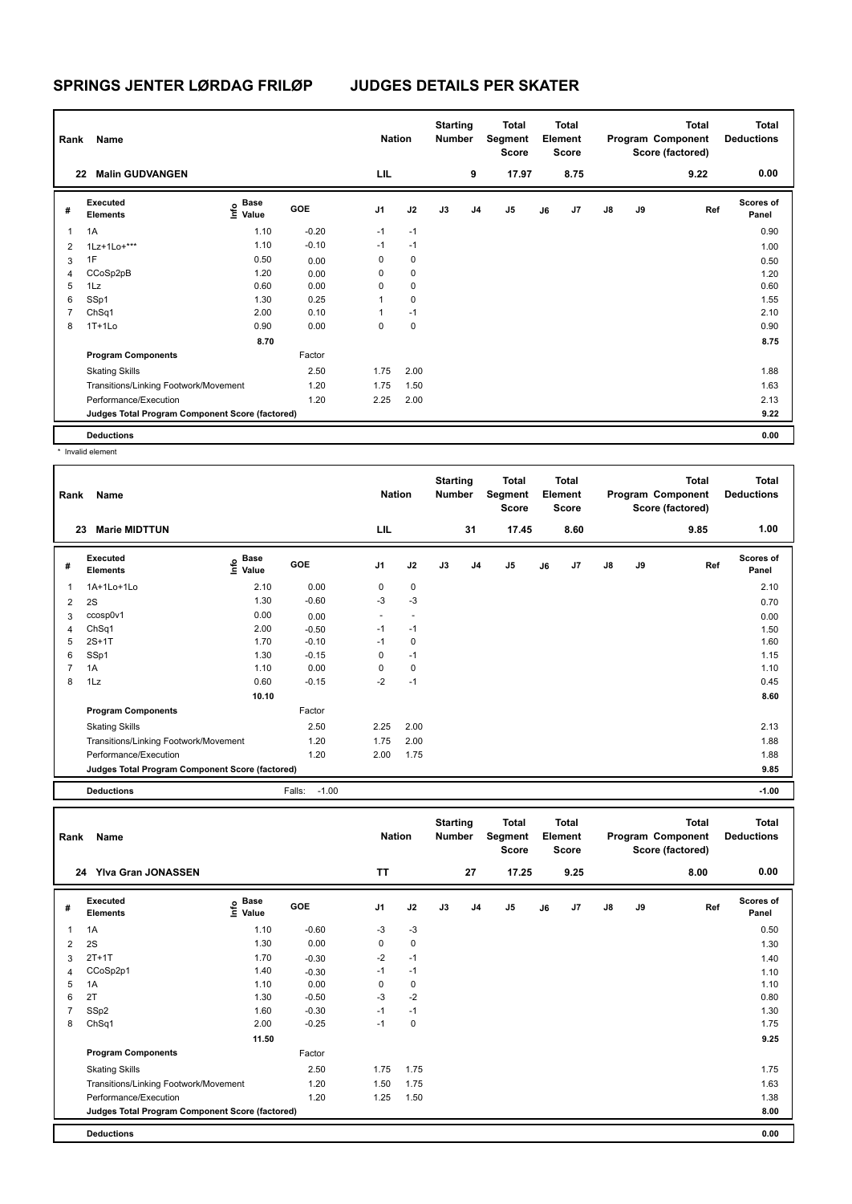# SPRINGS JENTER LØRDAG FRILØP JUDGES DETAILS PER SKATER

| Rank | Name | Nation | Starting Number | Total Segment Score | Total Element Score | Total Program Component Score (factored) | Total Deductions |
|---|---|---|---|---|---|---|---|
| 22 | Malin GUDVANGEN | LIL | 9 | 17.97 | 8.75 | 9.22 | 0.00 |

| # | Executed Elements | Info | Base Value | GOE | J1 | J2 | J3 | J4 | J5 | J6 | J7 | J8 | J9 | Ref | Scores of Panel |
|---|---|---|---|---|---|---|---|---|---|---|---|---|---|---|---|
| 1 | 1A | | 1.10 | -0.20 | -1 | -1 | | | | | | | | | 0.90 |
| 2 | 1Lz+1Lo+*** | | 1.10 | -0.10 | -1 | -1 | | | | | | | | | 1.00 |
| 3 | 1F | | 0.50 | 0.00 | 0 | 0 | | | | | | | | | 0.50 |
| 4 | CCoSp2pB | | 1.20 | 0.00 | 0 | 0 | | | | | | | | | 1.20 |
| 5 | 1Lz | | 0.60 | 0.00 | 0 | 0 | | | | | | | | | 0.60 |
| 6 | SSp1 | | 1.30 | 0.25 | 1 | 0 | | | | | | | | | 1.55 |
| 7 | ChSq1 | | 2.00 | 0.10 | 1 | -1 | | | | | | | | | 2.10 |
| 8 | 1T+1Lo | | 0.90 | 0.00 | 0 | 0 | | | | | | | | | 0.90 |
| | | | 8.70 | | | | | | | | | | | | 8.75 |
| | **Program Components** | | | Factor | | | | | | | | | | | |
| | Skating Skills | | | 2.50 | 1.75 | 2.00 | | | | | | | | | 1.88 |
| | Transitions/Linking Footwork/Movement | | | 1.20 | 1.75 | 1.50 | | | | | | | | | 1.63 |
| | Performance/Execution | | | 1.20 | 2.25 | 2.00 | | | | | | | | | 2.13 |
| | **Judges Total Program Component Score (factored)** | | | | | | | | | | | | | | 9.22 |
| | **Deductions** | | | | | | | | | | | | | | 0.00 |

\* Invalid element

| Rank | Name | Nation | Starting Number | Total Segment Score | Total Element Score | Total Program Component Score (factored) | Total Deductions |
|---|---|---|---|---|---|---|---|
| 23 | Marie MIDTTUN | LIL | 31 | 17.45 | 8.60 | 9.85 | 1.00 |

| # | Executed Elements | Info | Base Value | GOE | J1 | J2 | J3 | J4 | J5 | J6 | J7 | J8 | J9 | Ref | Scores of Panel |
|---|---|---|---|---|---|---|---|---|---|---|---|---|---|---|---|
| 1 | 1A+1Lo+1Lo | | 2.10 | 0.00 | 0 | 0 | | | | | | | | | 2.10 |
| 2 | 2S | | 1.30 | -0.60 | -3 | -3 | | | | | | | | | 0.70 |
| 3 | ccosp0v1 | | 0.00 | 0.00 | - | - | | | | | | | | | 0.00 |
| 4 | ChSq1 | | 2.00 | -0.50 | -1 | -1 | | | | | | | | | 1.50 |
| 5 | 2S+1T | | 1.70 | -0.10 | -1 | 0 | | | | | | | | | 1.60 |
| 6 | SSp1 | | 1.30 | -0.15 | 0 | -1 | | | | | | | | | 1.15 |
| 7 | 1A | | 1.10 | 0.00 | 0 | 0 | | | | | | | | | 1.10 |
| 8 | 1Lz | | 0.60 | -0.15 | -2 | -1 | | | | | | | | | 0.45 |
| | | | 10.10 | | | | | | | | | | | | 8.60 |
| | **Program Components** | | | Factor | | | | | | | | | | | |
| | Skating Skills | | | 2.50 | 2.25 | 2.00 | | | | | | | | | 2.13 |
| | Transitions/Linking Footwork/Movement | | | 1.20 | 1.75 | 2.00 | | | | | | | | | 1.88 |
| | Performance/Execution | | | 1.20 | 2.00 | 1.75 | | | | | | | | | 1.88 |
| | **Judges Total Program Component Score (factored)** | | | | | | | | | | | | | | 9.85 |
| | **Deductions** | | | Falls: -1.00 | | | | | | | | | | | -1.00 |

| Rank | Name | Nation | Starting Number | Total Segment Score | Total Element Score | Total Program Component Score (factored) | Total Deductions |
|---|---|---|---|---|---|---|---|
| 24 | Ylva Gran JONASSEN | TT | 27 | 17.25 | 9.25 | 8.00 | 0.00 |

| # | Executed Elements | Info | Base Value | GOE | J1 | J2 | J3 | J4 | J5 | J6 | J7 | J8 | J9 | Ref | Scores of Panel |
|---|---|---|---|---|---|---|---|---|---|---|---|---|---|---|---|
| 1 | 1A | | 1.10 | -0.60 | -3 | -3 | | | | | | | | | 0.50 |
| 2 | 2S | | 1.30 | 0.00 | 0 | 0 | | | | | | | | | 1.30 |
| 3 | 2T+1T | | 1.70 | -0.30 | -2 | -1 | | | | | | | | | 1.40 |
| 4 | CCoSp2p1 | | 1.40 | -0.30 | -1 | -1 | | | | | | | | | 1.10 |
| 5 | 1A | | 1.10 | 0.00 | 0 | 0 | | | | | | | | | 1.10 |
| 6 | 2T | | 1.30 | -0.50 | -3 | -2 | | | | | | | | | 0.80 |
| 7 | SSp2 | | 1.60 | -0.30 | -1 | -1 | | | | | | | | | 1.30 |
| 8 | ChSq1 | | 2.00 | -0.25 | -1 | 0 | | | | | | | | | 1.75 |
| | | | 11.50 | | | | | | | | | | | | 9.25 |
| | **Program Components** | | | Factor | | | | | | | | | | | |
| | Skating Skills | | | 2.50 | 1.75 | 1.75 | | | | | | | | | 1.75 |
| | Transitions/Linking Footwork/Movement | | | 1.20 | 1.50 | 1.75 | | | | | | | | | 1.63 |
| | Performance/Execution | | | 1.20 | 1.25 | 1.50 | | | | | | | | | 1.38 |
| | **Judges Total Program Component Score (factored)** | | | | | | | | | | | | | | 8.00 |
| | **Deductions** | | | | | | | | | | | | | | 0.00 |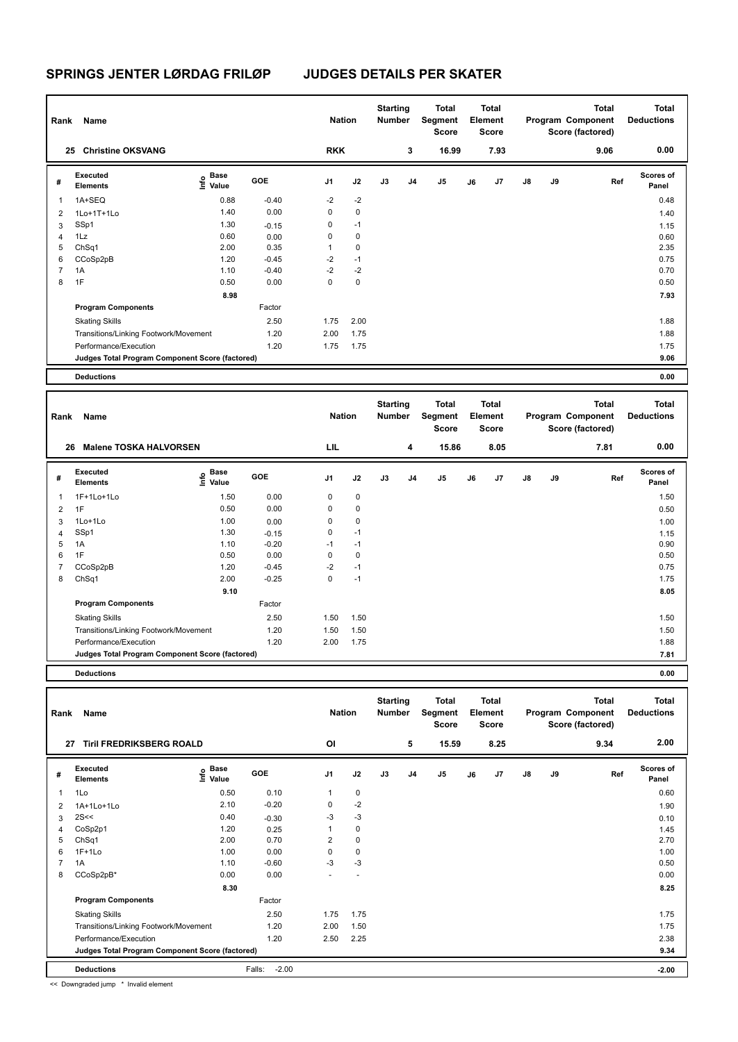# SPRINGS JENTER LØRDAG FRILØP JUDGES DETAILS PER SKATER

| Rank | Name | Nation | Starting Number | Total Segment Score | Total Element Score | Total Program Component Score (factored) | Total Deductions |
|---|---|---|---|---|---|---|---|
| 25 | Christine OKSVANG | RKK | 3 | 16.99 | 7.93 | 9.06 | 0.00 |

| # | Executed Elements | Info | Base Value | GOE | J1 | J2 | J3 | J4 | J5 | J6 | J7 | J8 | J9 | Ref | Scores of Panel |
|---|---|---|---|---|---|---|---|---|---|---|---|---|---|---|---|
| 1 | 1A+SEQ | | 0.88 | -0.40 | -2 | -2 | | | | | | | | | 0.48 |
| 2 | 1Lo+1T+1Lo | | 1.40 | 0.00 | 0 | 0 | | | | | | | | | 1.40 |
| 3 | SSp1 | | 1.30 | -0.15 | 0 | -1 | | | | | | | | | 1.15 |
| 4 | 1Lz | | 0.60 | 0.00 | 0 | 0 | | | | | | | | | 0.60 |
| 5 | ChSq1 | | 2.00 | 0.35 | 1 | 0 | | | | | | | | | 2.35 |
| 6 | CCoSp2pB | | 1.20 | -0.45 | -2 | -1 | | | | | | | | | 0.75 |
| 7 | 1A | | 1.10 | -0.40 | -2 | -2 | | | | | | | | | 0.70 |
| 8 | 1F | | 0.50 | 0.00 | 0 | 0 | | | | | | | | | 0.50 |
| | | | 8.98 | | | | | | | | | | | | 7.93 |
| | **Program Components** | | | Factor | | | | | | | | | | | |
| | Skating Skills | | | 2.50 | 1.75 | 2.00 | | | | | | | | | 1.88 |
| | Transitions/Linking Footwork/Movement | | | 1.20 | 2.00 | 1.75 | | | | | | | | | 1.88 |
| | Performance/Execution | | | 1.20 | 1.75 | 1.75 | | | | | | | | | 1.75 |
| | **Judges Total Program Component Score (factored)** | | | | | | | | | | | | | | 9.06 |
| | **Deductions** | | | | | | | | | | | | | | 0.00 |

| Rank | Name | Nation | Starting Number | Total Segment Score | Total Element Score | Total Program Component Score (factored) | Total Deductions |
|---|---|---|---|---|---|---|---|
| 26 | Malene TOSKA HALVORSEN | LIL | 4 | 15.86 | 8.05 | 7.81 | 0.00 |

| # | Executed Elements | Info | Base Value | GOE | J1 | J2 | J3 | J4 | J5 | J6 | J7 | J8 | J9 | Ref | Scores of Panel |
|---|---|---|---|---|---|---|---|---|---|---|---|---|---|---|---|
| 1 | 1F+1Lo+1Lo | | 1.50 | 0.00 | 0 | 0 | | | | | | | | | 1.50 |
| 2 | 1F | | 0.50 | 0.00 | 0 | 0 | | | | | | | | | 0.50 |
| 3 | 1Lo+1Lo | | 1.00 | 0.00 | 0 | 0 | | | | | | | | | 1.00 |
| 4 | SSp1 | | 1.30 | -0.15 | 0 | -1 | | | | | | | | | 1.15 |
| 5 | 1A | | 1.10 | -0.20 | -1 | -1 | | | | | | | | | 0.90 |
| 6 | 1F | | 0.50 | 0.00 | 0 | 0 | | | | | | | | | 0.50 |
| 7 | CCoSp2pB | | 1.20 | -0.45 | -2 | -1 | | | | | | | | | 0.75 |
| 8 | ChSq1 | | 2.00 | -0.25 | 0 | -1 | | | | | | | | | 1.75 |
| | | | 9.10 | | | | | | | | | | | | 8.05 |
| | **Program Components** | | | Factor | | | | | | | | | | | |
| | Skating Skills | | | 2.50 | 1.50 | 1.50 | | | | | | | | | 1.50 |
| | Transitions/Linking Footwork/Movement | | | 1.20 | 1.50 | 1.50 | | | | | | | | | 1.50 |
| | Performance/Execution | | | 1.20 | 2.00 | 1.75 | | | | | | | | | 1.88 |
| | **Judges Total Program Component Score (factored)** | | | | | | | | | | | | | | 7.81 |
| | **Deductions** | | | | | | | | | | | | | | 0.00 |

| Rank | Name | Nation | Starting Number | Total Segment Score | Total Element Score | Total Program Component Score (factored) | Total Deductions |
|---|---|---|---|---|---|---|---|
| 27 | Tiril FREDRIKSBERG ROALD | OI | 5 | 15.59 | 8.25 | 9.34 | 2.00 |

| # | Executed Elements | Info | Base Value | GOE | J1 | J2 | J3 | J4 | J5 | J6 | J7 | J8 | J9 | Ref | Scores of Panel |
|---|---|---|---|---|---|---|---|---|---|---|---|---|---|---|---|
| 1 | 1Lo | | 0.50 | 0.10 | 1 | 0 | | | | | | | | | 0.60 |
| 2 | 1A+1Lo+1Lo | | 2.10 | -0.20 | 0 | -2 | | | | | | | | | 1.90 |
| 3 | 2S<< | | 0.40 | -0.30 | -3 | -3 | | | | | | | | | 0.10 |
| 4 | CoSp2p1 | | 1.20 | 0.25 | 1 | 0 | | | | | | | | | 1.45 |
| 5 | ChSq1 | | 2.00 | 0.70 | 2 | 0 | | | | | | | | | 2.70 |
| 6 | 1F+1Lo | | 1.00 | 0.00 | 0 | 0 | | | | | | | | | 1.00 |
| 7 | 1A | | 1.10 | -0.60 | -3 | -3 | | | | | | | | | 0.50 |
| 8 | CCoSp2pB* | | 0.00 | 0.00 | - | - | | | | | | | | | 0.00 |
| | | | 8.30 | | | | | | | | | | | | 8.25 |
| | **Program Components** | | | Factor | | | | | | | | | | | |
| | Skating Skills | | | 2.50 | 1.75 | 1.75 | | | | | | | | | 1.75 |
| | Transitions/Linking Footwork/Movement | | | 1.20 | 2.00 | 1.50 | | | | | | | | | 1.75 |
| | Performance/Execution | | | 1.20 | 2.50 | 2.25 | | | | | | | | | 2.38 |
| | **Judges Total Program Component Score (factored)** | | | | | | | | | | | | | | 9.34 |
| | **Deductions** | | | Falls: -2.00 | | | | | | | | | | | -2.00 |

<< Downgraded jump * Invalid element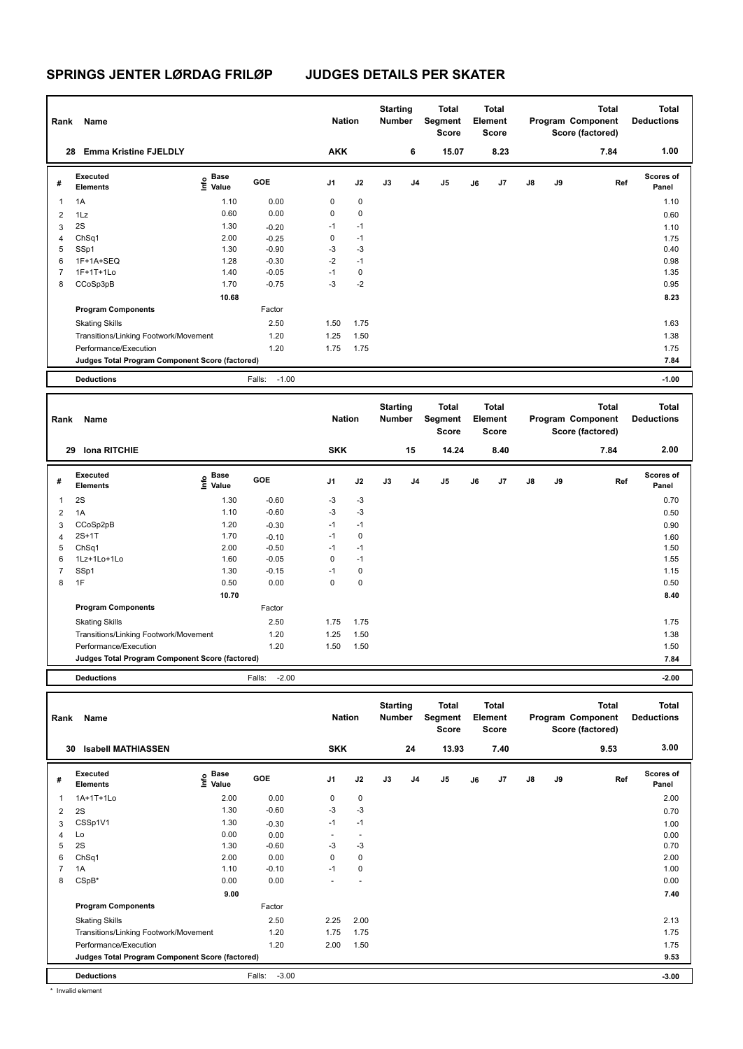# SPRINGS JENTER LØRDAG FRILØP JUDGES DETAILS PER SKATER

| Rank | Name | Nation | Starting Number | Total Segment Score | Total Element Score | Total Program Component Score (factored) | Total Deductions |
|---|---|---|---|---|---|---|---|
| 28 | Emma Kristine FJELDLY | AKK | 6 | 15.07 | 8.23 | 7.84 | 1.00 |

| # | Executed Elements | Info | Base Value | GOE | J1 | J2 | J3 | J4 | J5 | J6 | J7 | J8 | J9 | Ref | Scores of Panel |
|---|---|---|---|---|---|---|---|---|---|---|---|---|---|---|---|
| 1 | 1A | | 1.10 | 0.00 | 0 | 0 | | | | | | | | | 1.10 |
| 2 | 1Lz | | 0.60 | 0.00 | 0 | 0 | | | | | | | | | 0.60 |
| 3 | 2S | | 1.30 | -0.20 | -1 | -1 | | | | | | | | | 1.10 |
| 4 | ChSq1 | | 2.00 | -0.25 | 0 | -1 | | | | | | | | | 1.75 |
| 5 | SSp1 | | 1.30 | -0.90 | -3 | -3 | | | | | | | | | 0.40 |
| 6 | 1F+1A+SEQ | | 1.28 | -0.30 | -2 | -1 | | | | | | | | | 0.98 |
| 7 | 1F+1T+1Lo | | 1.40 | -0.05 | -1 | 0 | | | | | | | | | 1.35 |
| 8 | CCoSp3pB | | 1.70 | -0.75 | -3 | -2 | | | | | | | | | 0.95 |
| | | | 10.68 | | | | | | | | | | | | 8.23 |
| | **Program Components** | | | Factor | | | | | | | | | | | |
| | Skating Skills | | | 2.50 | 1.50 | 1.75 | | | | | | | | | 1.63 |
| | Transitions/Linking Footwork/Movement | | | 1.20 | 1.25 | 1.50 | | | | | | | | | 1.38 |
| | Performance/Execution | | | 1.20 | 1.75 | 1.75 | | | | | | | | | 1.75 |
| | **Judges Total Program Component Score (factored)** | | | | | | | | | | | | | | 7.84 |
| | **Deductions** | | | Falls: -1.00 | | | | | | | | | | | -1.00 |

| Rank | Name | Nation | Starting Number | Total Segment Score | Total Element Score | Total Program Component Score (factored) | Total Deductions |
|---|---|---|---|---|---|---|---|
| 29 | Iona RITCHIE | SKK | 15 | 14.24 | 8.40 | 7.84 | 2.00 |

| # | Executed Elements | Info | Base Value | GOE | J1 | J2 | J3 | J4 | J5 | J6 | J7 | J8 | J9 | Ref | Scores of Panel |
|---|---|---|---|---|---|---|---|---|---|---|---|---|---|---|---|
| 1 | 2S | | 1.30 | -0.60 | -3 | -3 | | | | | | | | | 0.70 |
| 2 | 1A | | 1.10 | -0.60 | -3 | -3 | | | | | | | | | 0.50 |
| 3 | CCoSp2pB | | 1.20 | -0.30 | -1 | -1 | | | | | | | | | 0.90 |
| 4 | 2S+1T | | 1.70 | -0.10 | -1 | 0 | | | | | | | | | 1.60 |
| 5 | ChSq1 | | 2.00 | -0.50 | -1 | -1 | | | | | | | | | 1.50 |
| 6 | 1Lz+1Lo+1Lo | | 1.60 | -0.05 | 0 | -1 | | | | | | | | | 1.55 |
| 7 | SSp1 | | 1.30 | -0.15 | -1 | 0 | | | | | | | | | 1.15 |
| 8 | 1F | | 0.50 | 0.00 | 0 | 0 | | | | | | | | | 0.50 |
| | | | 10.70 | | | | | | | | | | | | 8.40 |
| | **Program Components** | | | Factor | | | | | | | | | | | |
| | Skating Skills | | | 2.50 | 1.75 | 1.75 | | | | | | | | | 1.75 |
| | Transitions/Linking Footwork/Movement | | | 1.20 | 1.25 | 1.50 | | | | | | | | | 1.38 |
| | Performance/Execution | | | 1.20 | 1.50 | 1.50 | | | | | | | | | 1.50 |
| | **Judges Total Program Component Score (factored)** | | | | | | | | | | | | | | 7.84 |
| | **Deductions** | | | Falls: -2.00 | | | | | | | | | | | -2.00 |

| Rank | Name | Nation | Starting Number | Total Segment Score | Total Element Score | Total Program Component Score (factored) | Total Deductions |
|---|---|---|---|---|---|---|---|
| 30 | Isabell MATHIASSEN | SKK | 24 | 13.93 | 7.40 | 9.53 | 3.00 |

| # | Executed Elements | Info | Base Value | GOE | J1 | J2 | J3 | J4 | J5 | J6 | J7 | J8 | J9 | Ref | Scores of Panel |
|---|---|---|---|---|---|---|---|---|---|---|---|---|---|---|---|
| 1 | 1A+1T+1Lo | | 2.00 | 0.00 | 0 | 0 | | | | | | | | | 2.00 |
| 2 | 2S | | 1.30 | -0.60 | -3 | -3 | | | | | | | | | 0.70 |
| 3 | CSSp1V1 | | 1.30 | -0.30 | -1 | -1 | | | | | | | | | 1.00 |
| 4 | Lo | | 0.00 | 0.00 | - | - | | | | | | | | | 0.00 |
| 5 | 2S | | 1.30 | -0.60 | -3 | -3 | | | | | | | | | 0.70 |
| 6 | ChSq1 | | 2.00 | 0.00 | 0 | 0 | | | | | | | | | 2.00 |
| 7 | 1A | | 1.10 | -0.10 | -1 | 0 | | | | | | | | | 1.00 |
| 8 | CSpB* | | 0.00 | 0.00 | - | - | | | | | | | | | 0.00 |
| | | | 9.00 | | | | | | | | | | | | 7.40 |
| | **Program Components** | | | Factor | | | | | | | | | | | |
| | Skating Skills | | | 2.50 | 2.25 | 2.00 | | | | | | | | | 2.13 |
| | Transitions/Linking Footwork/Movement | | | 1.20 | 1.75 | 1.75 | | | | | | | | | 1.75 |
| | Performance/Execution | | | 1.20 | 2.00 | 1.50 | | | | | | | | | 1.75 |
| | **Judges Total Program Component Score (factored)** | | | | | | | | | | | | | | 9.53 |
| | **Deductions** | | | Falls: -3.00 | | | | | | | | | | | -3.00 |

* Invalid element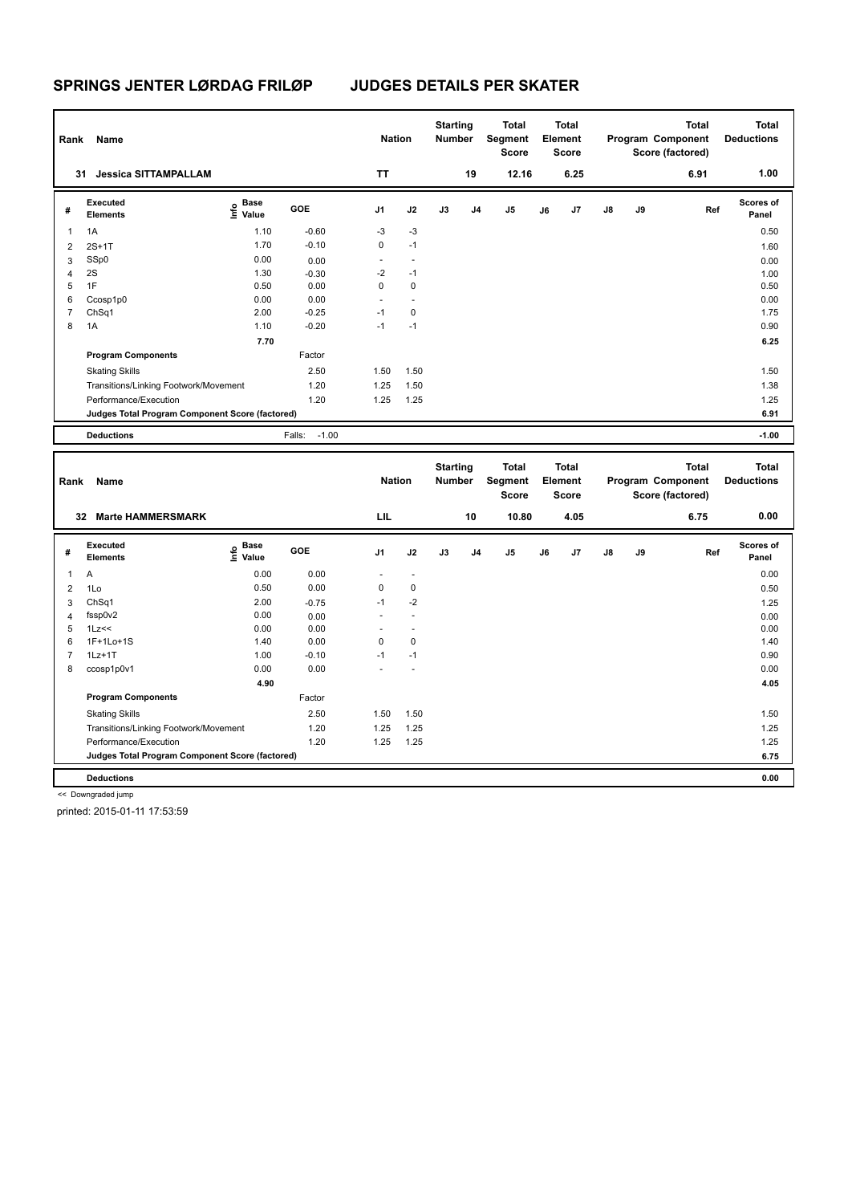# SPRINGS JENTER LØRDAG FRILØP JUDGES DETAILS PER SKATER

| Rank | Name | Nation | Starting Number | Total Segment Score | Total Element Score | Total Program Component Score (factored) | Total Deductions |
|---|---|---|---|---|---|---|---|
| 31 | Jessica SITTAMPALLAM | TT | 19 | 12.16 | 6.25 | 6.91 | 1.00 |

| # | Executed Elements | Info | Base Value | GOE | J1 | J2 | J3 | J4 | J5 | J6 | J7 | J8 | J9 | Ref | Scores of Panel |
|---|---|---|---|---|---|---|---|---|---|---|---|---|---|---|---|
| 1 | 1A | | 1.10 | -0.60 | -3 | -3 | | | | | | | | | 0.50 |
| 2 | 2S+1T | | 1.70 | -0.10 | 0 | -1 | | | | | | | | | 1.60 |
| 3 | SSp0 | | 0.00 | 0.00 | - | - | | | | | | | | | 0.00 |
| 4 | 2S | | 1.30 | -0.30 | -2 | -1 | | | | | | | | | 1.00 |
| 5 | 1F | | 0.50 | 0.00 | 0 | 0 | | | | | | | | | 0.50 |
| 6 | Ccosp1p0 | | 0.00 | 0.00 | - | - | | | | | | | | | 0.00 |
| 7 | ChSq1 | | 2.00 | -0.25 | -1 | 0 | | | | | | | | | 1.75 |
| 8 | 1A | | 1.10 | -0.20 | -1 | -1 | | | | | | | | | 0.90 |
| | | | 7.70 | | | | | | | | | | | | 6.25 |
| | **Program Components** | | | Factor | | | | | | | | | | | |
| | Skating Skills | | | 2.50 | 1.50 | 1.50 | | | | | | | | | 1.50 |
| | Transitions/Linking Footwork/Movement | | | 1.20 | 1.25 | 1.50 | | | | | | | | | 1.38 |
| | Performance/Execution | | | 1.20 | 1.25 | 1.25 | | | | | | | | | 1.25 |
| | **Judges Total Program Component Score (factored)** | | | | | | | | | | | | | | 6.91 |
| | **Deductions** | | | Falls: -1.00 | | | | | | | | | | | -1.00 |

| Rank | Name | Nation | Starting Number | Total Segment Score | Total Element Score | Total Program Component Score (factored) | Total Deductions |
|---|---|---|---|---|---|---|---|
| 32 | Marte HAMMERSMARK | LIL | 10 | 10.80 | 4.05 | 6.75 | 0.00 |

| # | Executed Elements | Info | Base Value | GOE | J1 | J2 | J3 | J4 | J5 | J6 | J7 | J8 | J9 | Ref | Scores of Panel |
|---|---|---|---|---|---|---|---|---|---|---|---|---|---|---|---|
| 1 | A | | 0.00 | 0.00 | - | - | | | | | | | | | 0.00 |
| 2 | 1Lo | | 0.50 | 0.00 | 0 | 0 | | | | | | | | | 0.50 |
| 3 | ChSq1 | | 2.00 | -0.75 | -1 | -2 | | | | | | | | | 1.25 |
| 4 | fssp0v2 | | 0.00 | 0.00 | - | - | | | | | | | | | 0.00 |
| 5 | 1Lz<< | | 0.00 | 0.00 | - | - | | | | | | | | | 0.00 |
| 6 | 1F+1Lo+1S | | 1.40 | 0.00 | 0 | 0 | | | | | | | | | 1.40 |
| 7 | 1Lz+1T | | 1.00 | -0.10 | -1 | -1 | | | | | | | | | 0.90 |
| 8 | ccosp1p0v1 | | 0.00 | 0.00 | - | - | | | | | | | | | 0.00 |
| | | | 4.90 | | | | | | | | | | | | 4.05 |
| | **Program Components** | | | Factor | | | | | | | | | | | |
| | Skating Skills | | | 2.50 | 1.50 | 1.50 | | | | | | | | | 1.50 |
| | Transitions/Linking Footwork/Movement | | | 1.20 | 1.25 | 1.25 | | | | | | | | | 1.25 |
| | Performance/Execution | | | 1.20 | 1.25 | 1.25 | | | | | | | | | 1.25 |
| | **Judges Total Program Component Score (factored)** | | | | | | | | | | | | | | 6.75 |
| | **Deductions** | | | | | | | | | | | | | | 0.00 |

<< Downgraded jump

printed: 2015-01-11 17:53:59